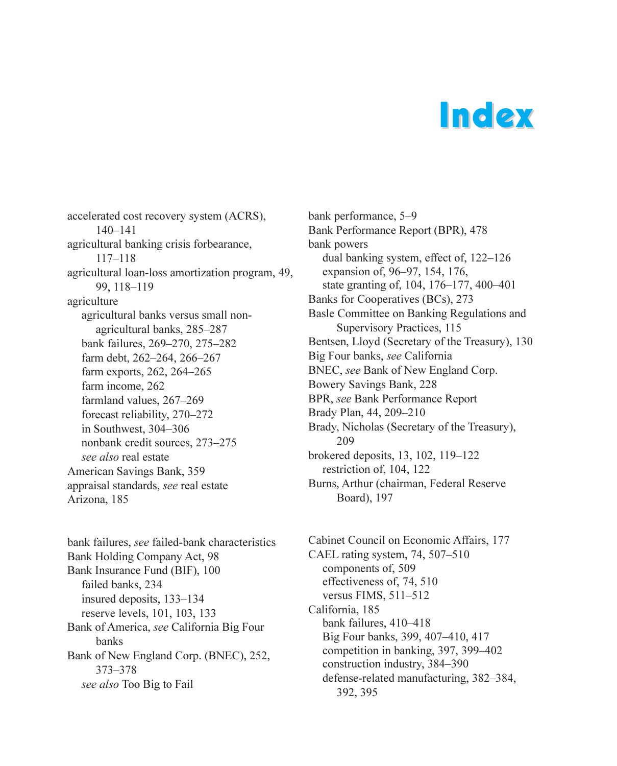# Index

accelerated cost recovery system (ACRS), 140–141
agricultural banking crisis forbearance, 117–118
agricultural loan-loss amortization program, 49, 99, 118–119
agriculture
  agricultural banks versus small non-agricultural banks, 285–287
  bank failures, 269–270, 275–282
  farm debt, 262–264, 266–267
  farm exports, 262, 264–265
  farm income, 262
  farmland values, 267–269
  forecast reliability, 270–272
  in Southwest, 304–306
  nonbank credit sources, 273–275
  *see also* real estate
American Savings Bank, 359
appraisal standards, *see* real estate
Arizona, 185

bank failures, *see* failed-bank characteristics
Bank Holding Company Act, 98
Bank Insurance Fund (BIF), 100
  failed banks, 234
  insured deposits, 133–134
  reserve levels, 101, 103, 133
Bank of America, *see* California Big Four banks
Bank of New England Corp. (BNEC), 252, 373–378
  *see also* Too Big to Fail

bank performance, 5–9
Bank Performance Report (BPR), 478
bank powers
  dual banking system, effect of, 122–126
  expansion of, 96–97, 154, 176,
  state granting of, 104, 176–177, 400–401
Banks for Cooperatives (BCs), 273
Basle Committee on Banking Regulations and Supervisory Practices, 115
Bentsen, Lloyd (Secretary of the Treasury), 130
Big Four banks, *see* California
BNEC, *see* Bank of New England Corp.
Bowery Savings Bank, 228
BPR, *see* Bank Performance Report
Brady Plan, 44, 209–210
Brady, Nicholas (Secretary of the Treasury), 209
brokered deposits, 13, 102, 119–122
  restriction of, 104, 122
Burns, Arthur (chairman, Federal Reserve Board), 197

Cabinet Council on Economic Affairs, 177
CAEL rating system, 74, 507–510
  components of, 509
  effectiveness of, 74, 510
  versus FIMS, 511–512
California, 185
  bank failures, 410–418
  Big Four banks, 399, 407–410, 417
  competition in banking, 397, 399–402
  construction industry, 384–390
  defense-related manufacturing, 382–384, 392, 395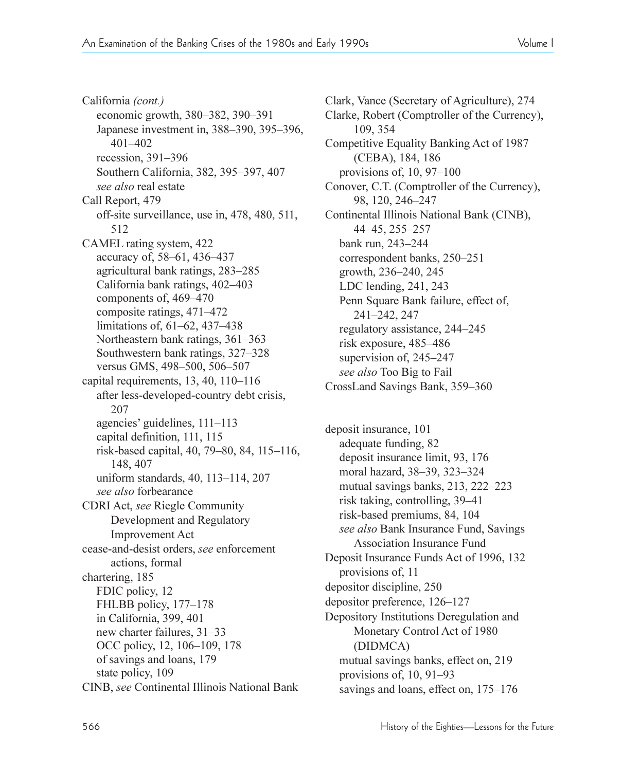California *(cont.)*
- economic growth, 380–382, 390–391
- Japanese investment in, 388–390, 395–396, 401–402
- recession, 391–396
- Southern California, 382, 395–397, 407
- *see also* real estate

Call Report, 479
- off-site surveillance, use in, 478, 480, 511, 512

CAMEL rating system, 422
- accuracy of, 58–61, 436–437
- agricultural bank ratings, 283–285
- California bank ratings, 402–403
- components of, 469–470
- composite ratings, 471–472
- limitations of, 61–62, 437–438
- Northeastern bank ratings, 361–363
- Southwestern bank ratings, 327–328
- versus GMS, 498–500, 506–507

capital requirements, 13, 40, 110–116
- after less-developed-country debt crisis, 207
- agencies' guidelines, 111–113
- capital definition, 111, 115
- risk-based capital, 40, 79–80, 84, 115–116, 148, 407
- uniform standards, 40, 113–114, 207
- *see also* forbearance

CDRI Act, *see* Riegle Community Development and Regulatory Improvement Act

cease-and-desist orders, *see* enforcement actions, formal

chartering, 185
- FDIC policy, 12
- FHLBB policy, 177–178
- in California, 399, 401
- new charter failures, 31–33
- OCC policy, 12, 106–109, 178
- of savings and loans, 179
- state policy, 109

CINB, *see* Continental Illinois National Bank

Clark, Vance (Secretary of Agriculture), 274

Clarke, Robert (Comptroller of the Currency), 109, 354

Competitive Equality Banking Act of 1987 (CEBA), 184, 186
- provisions of, 10, 97–100

Conover, C.T. (Comptroller of the Currency), 98, 120, 246–247

Continental Illinois National Bank (CINB), 44–45, 255–257
- bank run, 243–244
- correspondent banks, 250–251
- growth, 236–240, 245
- LDC lending, 241, 243
- Penn Square Bank failure, effect of, 241–242, 247
- regulatory assistance, 244–245
- risk exposure, 485–486
- supervision of, 245–247
- *see also* Too Big to Fail

CrossLand Savings Bank, 359–360

deposit insurance, 101
- adequate funding, 82
- deposit insurance limit, 93, 176
- moral hazard, 38–39, 323–324
- mutual savings banks, 213, 222–223
- risk taking, controlling, 39–41
- risk-based premiums, 84, 104
- *see also* Bank Insurance Fund, Savings Association Insurance Fund

Deposit Insurance Funds Act of 1996, 132
- provisions of, 11

depositor discipline, 250

depositor preference, 126–127

Depository Institutions Deregulation and Monetary Control Act of 1980 (DIDMCA)
- mutual savings banks, effect on, 219
- provisions of, 10, 91–93
- savings and loans, effect on, 175–176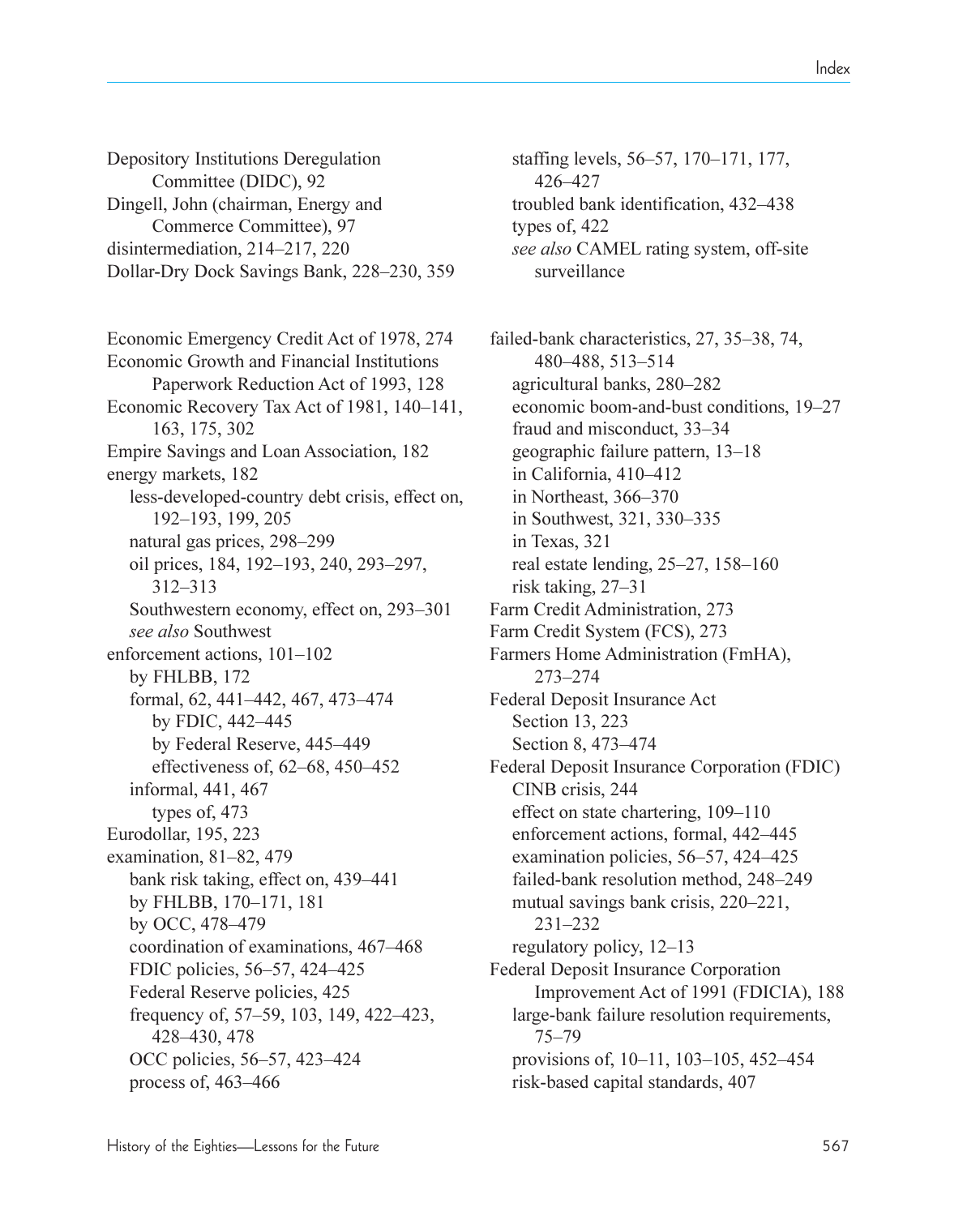Depository Institutions Deregulation Committee (DIDC), 92
Dingell, John (chairman, Energy and Commerce Committee), 97
disintermediation, 214–217, 220
Dollar-Dry Dock Savings Bank, 228–230, 359

Economic Emergency Credit Act of 1978, 274
Economic Growth and Financial Institutions Paperwork Reduction Act of 1993, 128
Economic Recovery Tax Act of 1981, 140–141, 163, 175, 302
Empire Savings and Loan Association, 182
energy markets, 182
- less-developed-country debt crisis, effect on, 192–193, 199, 205
- natural gas prices, 298–299
- oil prices, 184, 192–193, 240, 293–297, 312–313
- Southwestern economy, effect on, 293–301
- *see also* Southwest

enforcement actions, 101–102
- by FHLBB, 172
- formal, 62, 441–442, 467, 473–474
  - by FDIC, 442–445
  - by Federal Reserve, 445–449
  - effectiveness of, 62–68, 450–452
- informal, 441, 467
  - types of, 473

Eurodollar, 195, 223
examination, 81–82, 479
- bank risk taking, effect on, 439–441
- by FHLBB, 170–171, 181
- by OCC, 478–479
- coordination of examinations, 467–468
- FDIC policies, 56–57, 424–425
- Federal Reserve policies, 425
- frequency of, 57–59, 103, 149, 422–423, 428–430, 478
- OCC policies, 56–57, 423–424
- process of, 463–466
- staffing levels, 56–57, 170–171, 177, 426–427
- troubled bank identification, 432–438
- types of, 422
- *see also* CAMEL rating system, off-site surveillance

failed-bank characteristics, 27, 35–38, 74, 480–488, 513–514
- agricultural banks, 280–282
- economic boom-and-bust conditions, 19–27
- fraud and misconduct, 33–34
- geographic failure pattern, 13–18
- in California, 410–412
- in Northeast, 366–370
- in Southwest, 321, 330–335
- in Texas, 321
- real estate lending, 25–27, 158–160
- risk taking, 27–31

Farm Credit Administration, 273
Farm Credit System (FCS), 273
Farmers Home Administration (FmHA), 273–274
Federal Deposit Insurance Act
- Section 13, 223
- Section 8, 473–474

Federal Deposit Insurance Corporation (FDIC)
- CINB crisis, 244
- effect on state chartering, 109–110
- enforcement actions, formal, 442–445
- examination policies, 56–57, 424–425
- failed-bank resolution method, 248–249
- mutual savings bank crisis, 220–221, 231–232
- regulatory policy, 12–13

Federal Deposit Insurance Corporation Improvement Act of 1991 (FDICIA), 188
- large-bank failure resolution requirements, 75–79
- provisions of, 10–11, 103–105, 452–454
- risk-based capital standards, 407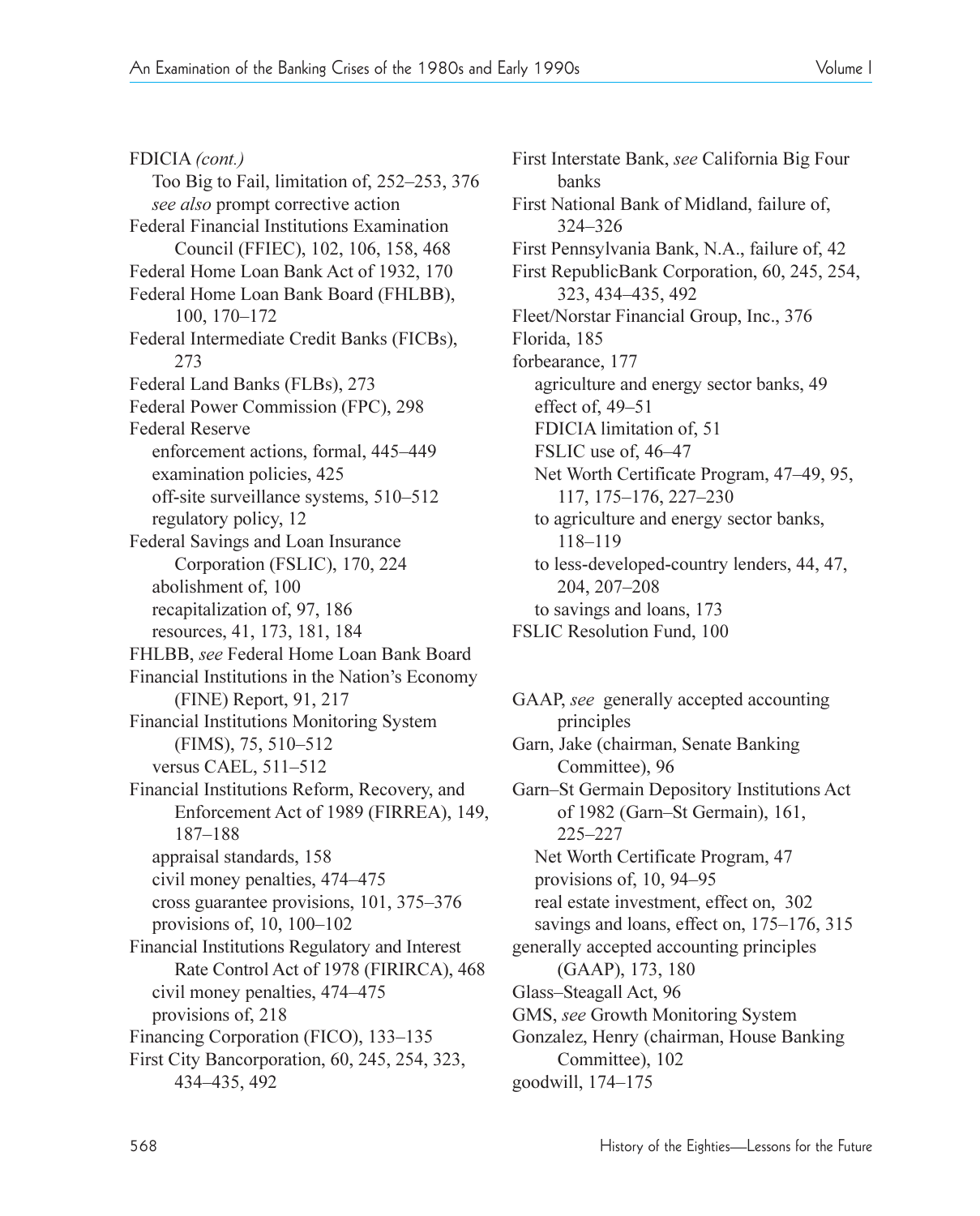FDICIA *(cont.)*
   Too Big to Fail, limitation of, 252–253, 376
   *see also* prompt corrective action
Federal Financial Institutions Examination Council (FFIEC), 102, 106, 158, 468
Federal Home Loan Bank Act of 1932, 170
Federal Home Loan Bank Board (FHLBB), 100, 170–172
Federal Intermediate Credit Banks (FICBs), 273
Federal Land Banks (FLBs), 273
Federal Power Commission (FPC), 298
Federal Reserve
   enforcement actions, formal, 445–449
   examination policies, 425
   off-site surveillance systems, 510–512
   regulatory policy, 12
Federal Savings and Loan Insurance Corporation (FSLIC), 170, 224
   abolishment of, 100
   recapitalization of, 97, 186
   resources, 41, 173, 181, 184
FHLBB, *see* Federal Home Loan Bank Board
Financial Institutions in the Nation's Economy (FINE) Report, 91, 217
Financial Institutions Monitoring System (FIMS), 75, 510–512
   versus CAEL, 511–512
Financial Institutions Reform, Recovery, and Enforcement Act of 1989 (FIRREA), 149, 187–188
   appraisal standards, 158
   civil money penalties, 474–475
   cross guarantee provisions, 101, 375–376
   provisions of, 10, 100–102
Financial Institutions Regulatory and Interest Rate Control Act of 1978 (FIRIRCA), 468
   civil money penalties, 474–475
   provisions of, 218
Financing Corporation (FICO), 133–135
First City Bancorporation, 60, 245, 254, 323, 434–435, 492
First Interstate Bank, *see* California Big Four banks
First National Bank of Midland, failure of, 324–326
First Pennsylvania Bank, N.A., failure of, 42
First RepublicBank Corporation, 60, 245, 254, 323, 434–435, 492
Fleet/Norstar Financial Group, Inc., 376
Florida, 185
forbearance, 177
   agriculture and energy sector banks, 49
   effect of, 49–51
   FDICIA limitation of, 51
   FSLIC use of, 46–47
   Net Worth Certificate Program, 47–49, 95, 117, 175–176, 227–230
   to agriculture and energy sector banks, 118–119
   to less-developed-country lenders, 44, 47, 204, 207–208
   to savings and loans, 173
FSLIC Resolution Fund, 100

GAAP, *see* generally accepted accounting principles
Garn, Jake (chairman, Senate Banking Committee), 96
Garn–St Germain Depository Institutions Act of 1982 (Garn–St Germain), 161, 225–227
   Net Worth Certificate Program, 47
   provisions of, 10, 94–95
   real estate investment, effect on, 302
   savings and loans, effect on, 175–176, 315
generally accepted accounting principles (GAAP), 173, 180
Glass–Steagall Act, 96
GMS, *see* Growth Monitoring System
Gonzalez, Henry (chairman, House Banking Committee), 102
goodwill, 174–175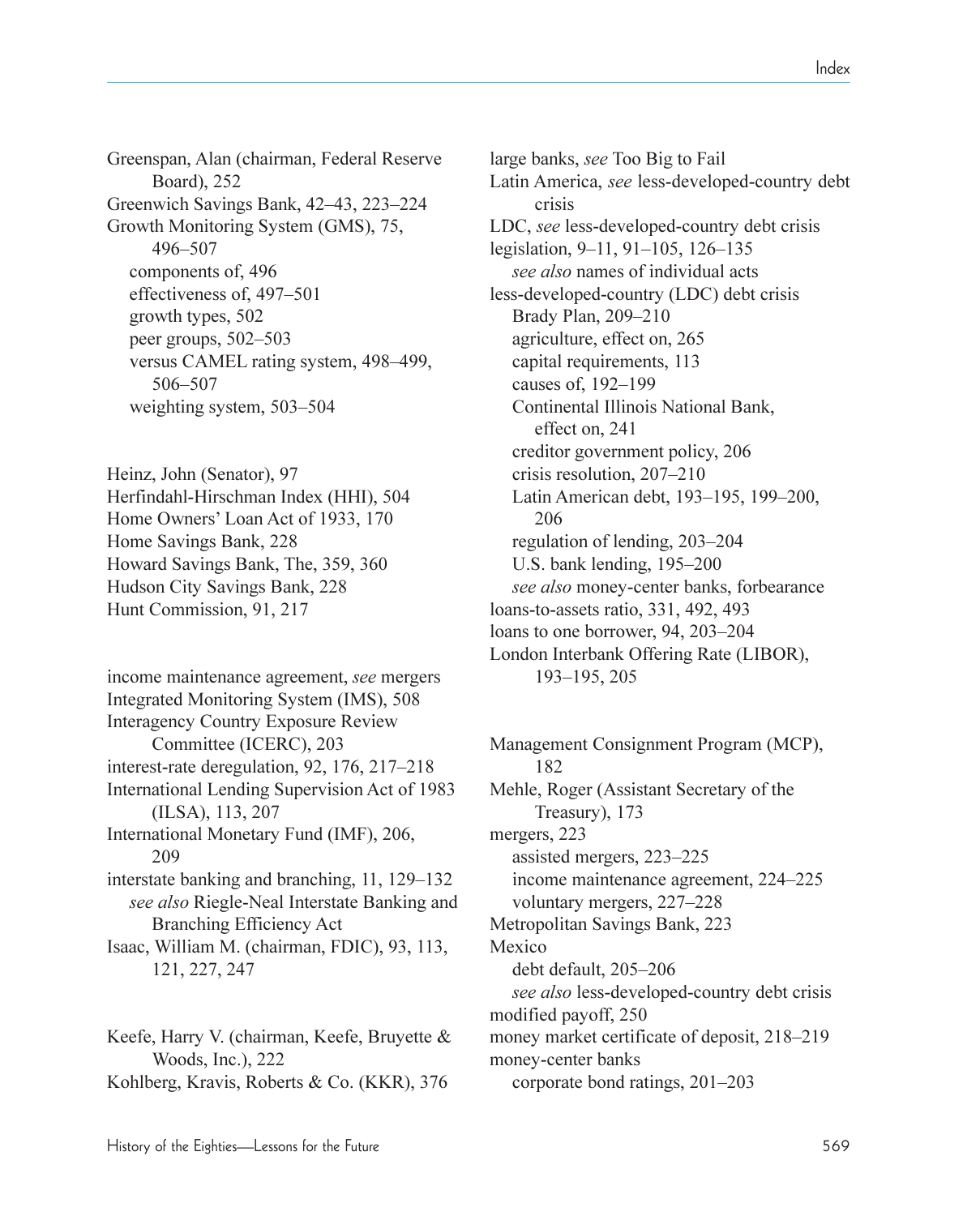Greenspan, Alan (chairman, Federal Reserve Board), 252
Greenwich Savings Bank, 42–43, 223–224
Growth Monitoring System (GMS), 75, 496–507
- components of, 496
- effectiveness of, 497–501
- growth types, 502
- peer groups, 502–503
- versus CAMEL rating system, 498–499, 506–507
- weighting system, 503–504

Heinz, John (Senator), 97
Herfindahl-Hirschman Index (HHI), 504
Home Owners' Loan Act of 1933, 170
Home Savings Bank, 228
Howard Savings Bank, The, 359, 360
Hudson City Savings Bank, 228
Hunt Commission, 91, 217

income maintenance agreement, *see* mergers
Integrated Monitoring System (IMS), 508
Interagency Country Exposure Review Committee (ICERC), 203
interest-rate deregulation, 92, 176, 217–218
International Lending Supervision Act of 1983 (ILSA), 113, 207
International Monetary Fund (IMF), 206, 209
interstate banking and branching, 11, 129–132
- *see also* Riegle-Neal Interstate Banking and Branching Efficiency Act

Isaac, William M. (chairman, FDIC), 93, 113, 121, 227, 247

Keefe, Harry V. (chairman, Keefe, Bruyette & Woods, Inc.), 222
Kohlberg, Kravis, Roberts & Co. (KKR), 376

large banks, *see* Too Big to Fail
Latin America, *see* less-developed-country debt crisis
LDC, *see* less-developed-country debt crisis
legislation, 9–11, 91–105, 126–135
- *see also* names of individual acts

less-developed-country (LDC) debt crisis
- Brady Plan, 209–210
- agriculture, effect on, 265
- capital requirements, 113
- causes of, 192–199
- Continental Illinois National Bank, effect on, 241
- creditor government policy, 206
- crisis resolution, 207–210
- Latin American debt, 193–195, 199–200, 206
- regulation of lending, 203–204
- U.S. bank lending, 195–200
- *see also* money-center banks, forbearance

loans-to-assets ratio, 331, 492, 493
loans to one borrower, 94, 203–204
London Interbank Offering Rate (LIBOR), 193–195, 205

Management Consignment Program (MCP), 182
Mehle, Roger (Assistant Secretary of the Treasury), 173
mergers, 223
- assisted mergers, 223–225
- income maintenance agreement, 224–225
- voluntary mergers, 227–228

Metropolitan Savings Bank, 223
Mexico
- debt default, 205–206
- *see also* less-developed-country debt crisis

modified payoff, 250
money market certificate of deposit, 218–219
money-center banks
- corporate bond ratings, 201–203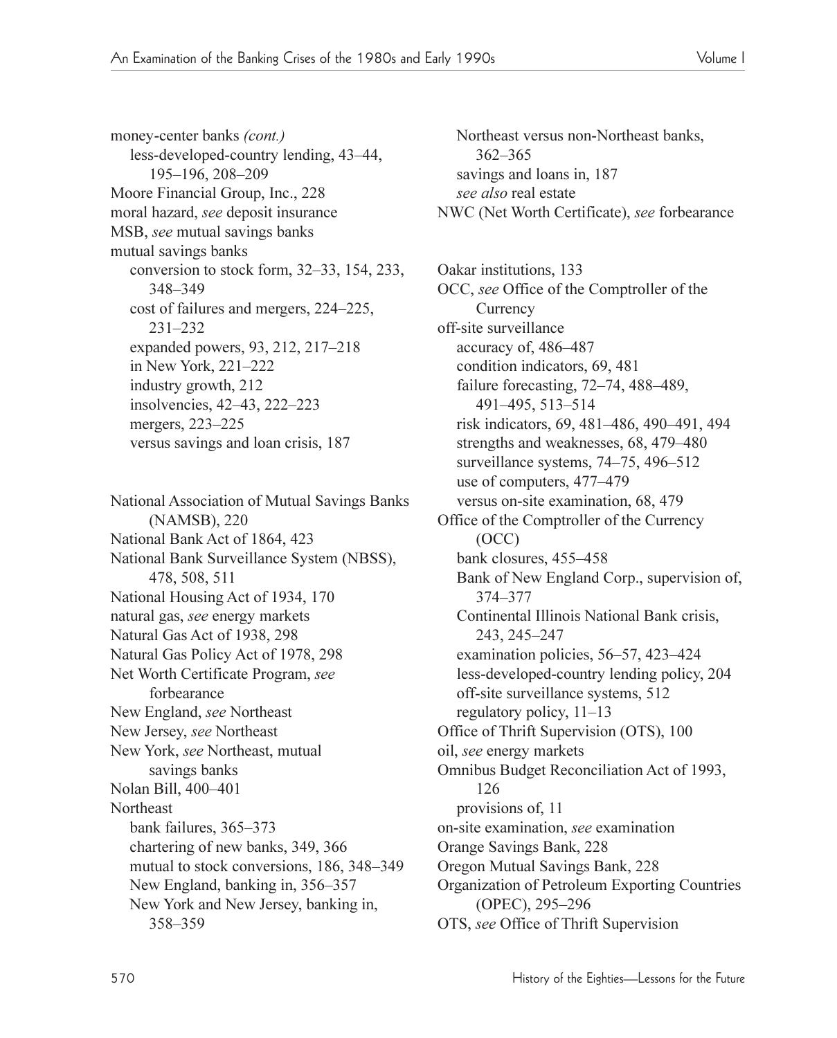money-center banks *(cont.)*
  less-developed-country lending, 43–44, 195–196, 208–209
Moore Financial Group, Inc., 228
moral hazard, *see* deposit insurance
MSB, *see* mutual savings banks
mutual savings banks
  conversion to stock form, 32–33, 154, 233, 348–349
  cost of failures and mergers, 224–225, 231–232
  expanded powers, 93, 212, 217–218
  in New York, 221–222
  industry growth, 212
  insolvencies, 42–43, 222–223
  mergers, 223–225
  versus savings and loan crisis, 187

National Association of Mutual Savings Banks (NAMSB), 220
National Bank Act of 1864, 423
National Bank Surveillance System (NBSS), 478, 508, 511
National Housing Act of 1934, 170
natural gas, *see* energy markets
Natural Gas Act of 1938, 298
Natural Gas Policy Act of 1978, 298
Net Worth Certificate Program, *see* forbearance
New England, *see* Northeast
New Jersey, *see* Northeast
New York, *see* Northeast, mutual savings banks
Nolan Bill, 400–401
Northeast
  bank failures, 365–373
  chartering of new banks, 349, 366
  mutual to stock conversions, 186, 348–349
  New England, banking in, 356–357
  New York and New Jersey, banking in, 358–359
  Northeast versus non-Northeast banks, 362–365
  savings and loans in, 187
  *see also* real estate
NWC (Net Worth Certificate), *see* forbearance

Oakar institutions, 133
OCC, *see* Office of the Comptroller of the Currency
off-site surveillance
  accuracy of, 486–487
  condition indicators, 69, 481
  failure forecasting, 72–74, 488–489, 491–495, 513–514
  risk indicators, 69, 481–486, 490–491, 494
  strengths and weaknesses, 68, 479–480
  surveillance systems, 74–75, 496–512
  use of computers, 477–479
  versus on-site examination, 68, 479
Office of the Comptroller of the Currency (OCC)
  bank closures, 455–458
  Bank of New England Corp., supervision of, 374–377
  Continental Illinois National Bank crisis, 243, 245–247
  examination policies, 56–57, 423–424
  less-developed-country lending policy, 204
  off-site surveillance systems, 512
  regulatory policy, 11–13
Office of Thrift Supervision (OTS), 100
oil, *see* energy markets
Omnibus Budget Reconciliation Act of 1993, 126
  provisions of, 11
on-site examination, *see* examination
Orange Savings Bank, 228
Oregon Mutual Savings Bank, 228
Organization of Petroleum Exporting Countries (OPEC), 295–296
OTS, *see* Office of Thrift Supervision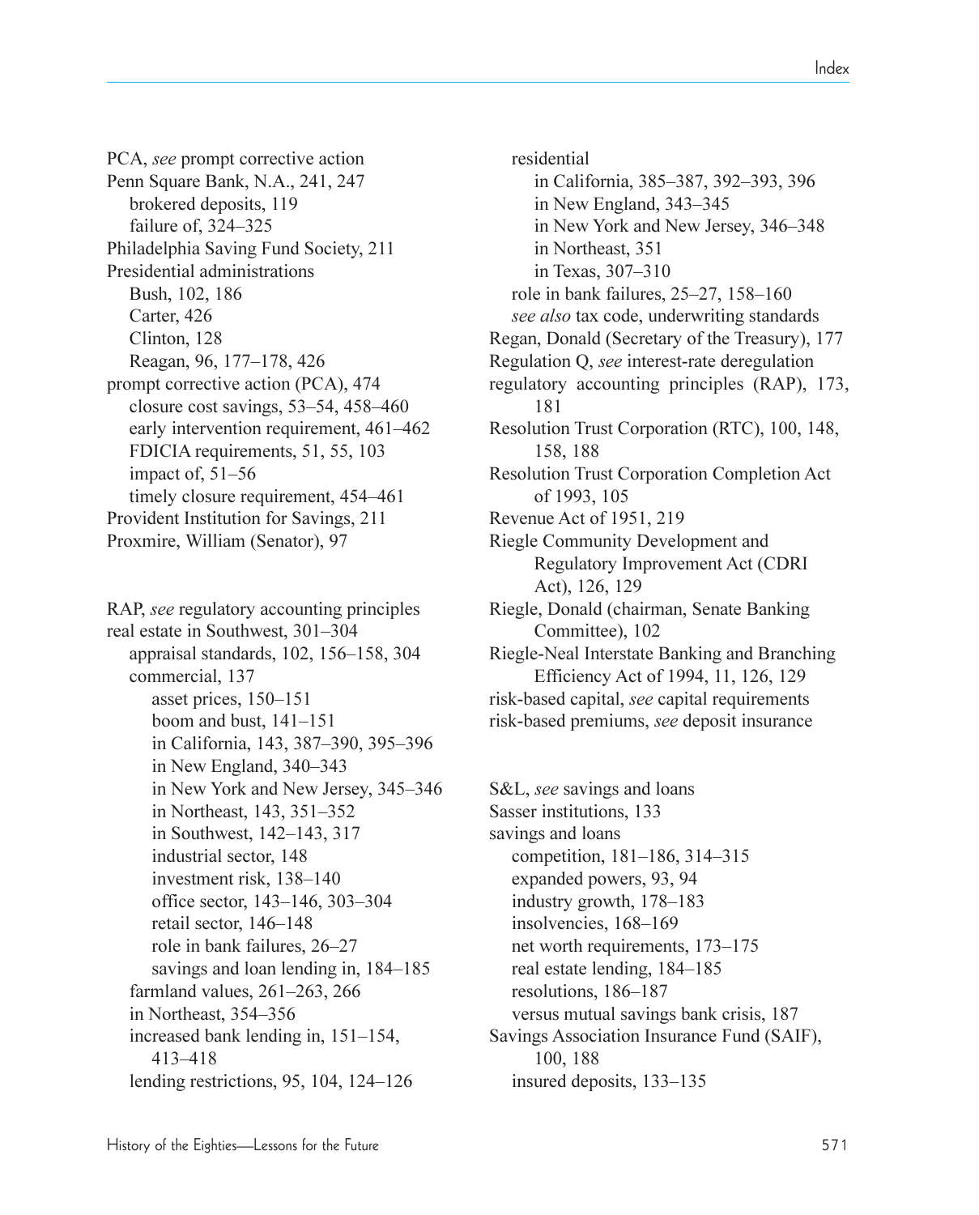PCA, *see* prompt corrective action
Penn Square Bank, N.A., 241, 247
  brokered deposits, 119
  failure of, 324–325
Philadelphia Saving Fund Society, 211
Presidential administrations
  Bush, 102, 186
  Carter, 426
  Clinton, 128
  Reagan, 96, 177–178, 426
prompt corrective action (PCA), 474
  closure cost savings, 53–54, 458–460
  early intervention requirement, 461–462
  FDICIA requirements, 51, 55, 103
  impact of, 51–56
  timely closure requirement, 454–461
Provident Institution for Savings, 211
Proxmire, William (Senator), 97

RAP, *see* regulatory accounting principles
real estate in Southwest, 301–304
  appraisal standards, 102, 156–158, 304
  commercial, 137
    asset prices, 150–151
    boom and bust, 141–151
    in California, 143, 387–390, 395–396
    in New England, 340–343
    in New York and New Jersey, 345–346
    in Northeast, 143, 351–352
    in Southwest, 142–143, 317
    industrial sector, 148
    investment risk, 138–140
    office sector, 143–146, 303–304
    retail sector, 146–148
    role in bank failures, 26–27
    savings and loan lending in, 184–185
  farmland values, 261–263, 266
  in Northeast, 354–356
  increased bank lending in, 151–154, 413–418
  lending restrictions, 95, 104, 124–126
  residential
    in California, 385–387, 392–393, 396
    in New England, 343–345
    in New York and New Jersey, 346–348
    in Northeast, 351
    in Texas, 307–310
  role in bank failures, 25–27, 158–160
  *see also* tax code, underwriting standards
Regan, Donald (Secretary of the Treasury), 177
Regulation Q, *see* interest-rate deregulation
regulatory accounting principles (RAP), 173, 181
Resolution Trust Corporation (RTC), 100, 148, 158, 188
Resolution Trust Corporation Completion Act of 1993, 105
Revenue Act of 1951, 219
Riegle Community Development and Regulatory Improvement Act (CDRI Act), 126, 129
Riegle, Donald (chairman, Senate Banking Committee), 102
Riegle-Neal Interstate Banking and Branching Efficiency Act of 1994, 11, 126, 129
risk-based capital, *see* capital requirements
risk-based premiums, *see* deposit insurance

S&L, *see* savings and loans
Sasser institutions, 133
savings and loans
  competition, 181–186, 314–315
  expanded powers, 93, 94
  industry growth, 178–183
  insolvencies, 168–169
  net worth requirements, 173–175
  real estate lending, 184–185
  resolutions, 186–187
  versus mutual savings bank crisis, 187
Savings Association Insurance Fund (SAIF), 100, 188
  insured deposits, 133–135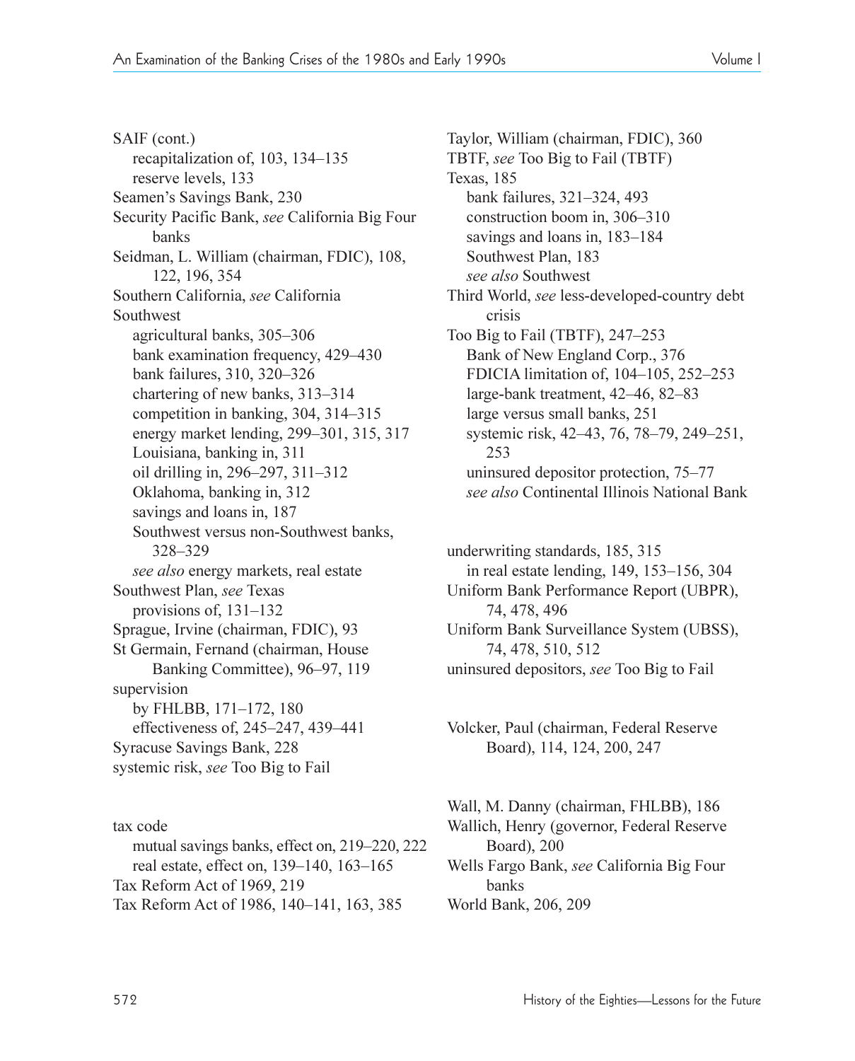SAIF (cont.)
  recapitalization of, 103, 134–135
  reserve levels, 133
Seamen's Savings Bank, 230
Security Pacific Bank, *see* California Big Four banks
Seidman, L. William (chairman, FDIC), 108, 122, 196, 354
Southern California, *see* California
Southwest
  agricultural banks, 305–306
  bank examination frequency, 429–430
  bank failures, 310, 320–326
  chartering of new banks, 313–314
  competition in banking, 304, 314–315
  energy market lending, 299–301, 315, 317
  Louisiana, banking in, 311
  oil drilling in, 296–297, 311–312
  Oklahoma, banking in, 312
  savings and loans in, 187
  Southwest versus non-Southwest banks, 328–329
  *see also* energy markets, real estate
Southwest Plan, *see* Texas
  provisions of, 131–132
Sprague, Irvine (chairman, FDIC), 93
St Germain, Fernand (chairman, House Banking Committee), 96–97, 119
supervision
  by FHLBB, 171–172, 180
  effectiveness of, 245–247, 439–441
Syracuse Savings Bank, 228
systemic risk, *see* Too Big to Fail

tax code
  mutual savings banks, effect on, 219–220, 222
  real estate, effect on, 139–140, 163–165
Tax Reform Act of 1969, 219
Tax Reform Act of 1986, 140–141, 163, 385
Taylor, William (chairman, FDIC), 360
TBTF, *see* Too Big to Fail (TBTF)
Texas, 185
  bank failures, 321–324, 493
  construction boom in, 306–310
  savings and loans in, 183–184
  Southwest Plan, 183
  *see also* Southwest
Third World, *see* less-developed-country debt crisis
Too Big to Fail (TBTF), 247–253
  Bank of New England Corp., 376
  FDICIA limitation of, 104–105, 252–253
  large-bank treatment, 42–46, 82–83
  large versus small banks, 251
  systemic risk, 42–43, 76, 78–79, 249–251, 253
  uninsured depositor protection, 75–77
  *see also* Continental Illinois National Bank

underwriting standards, 185, 315
  in real estate lending, 149, 153–156, 304
Uniform Bank Performance Report (UBPR), 74, 478, 496
Uniform Bank Surveillance System (UBSS), 74, 478, 510, 512
uninsured depositors, *see* Too Big to Fail

Volcker, Paul (chairman, Federal Reserve Board), 114, 124, 200, 247

Wall, M. Danny (chairman, FHLBB), 186
Wallich, Henry (governor, Federal Reserve Board), 200
Wells Fargo Bank, *see* California Big Four banks
World Bank, 206, 209